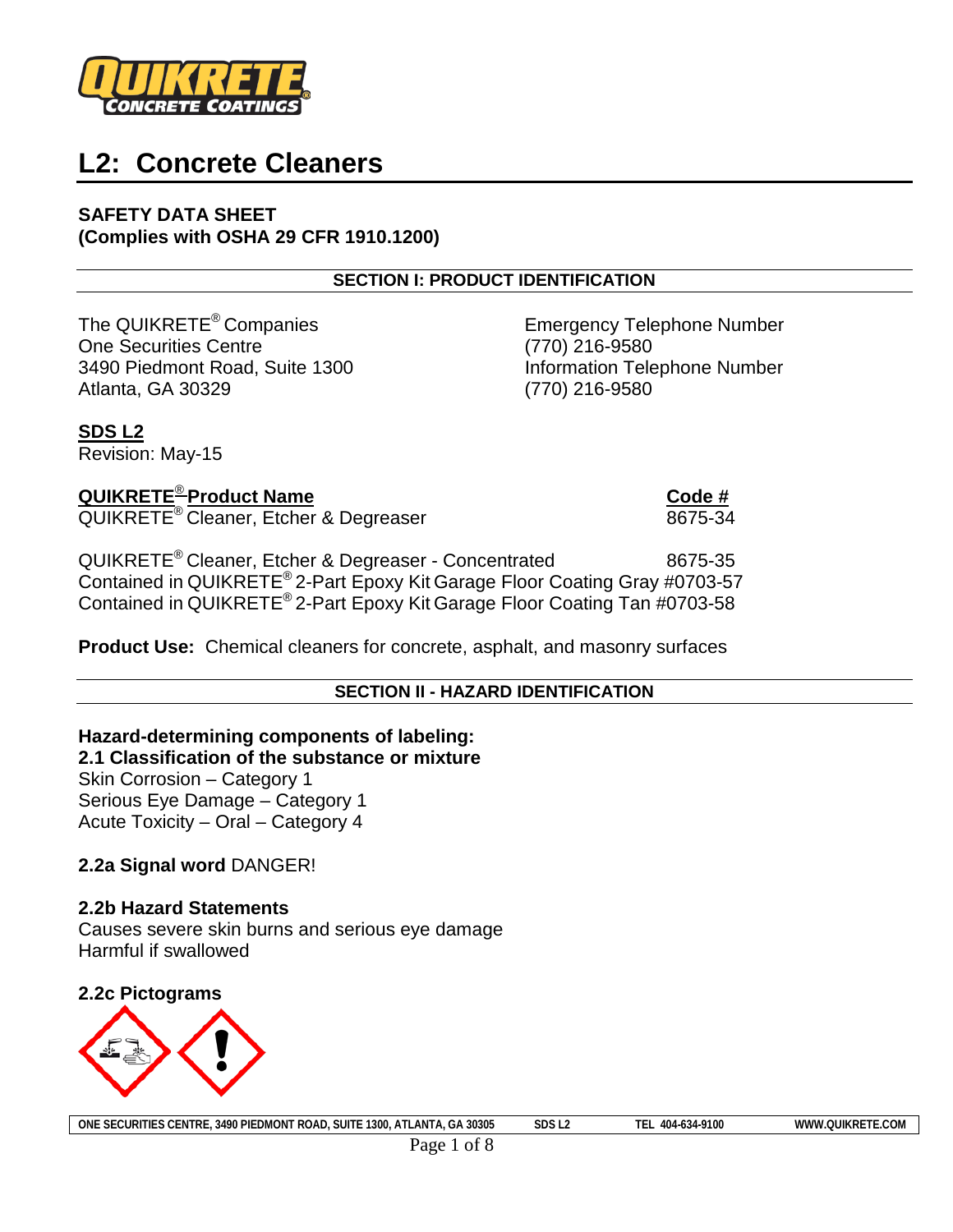# L2: Concrete Cleaners

**SAFETY DATA SHEET**
**(Complies with OSHA 29 CFR 1910.1200)**

## SECTION I: PRODUCT IDENTIFICATION

The QUIKRETE® Companies
One Securities Centre
3490 Piedmont Road, Suite 1300
Atlanta, GA 30329

Emergency Telephone Number
(770) 216-9580
Information Telephone Number
(770) 216-9580

**SDS L2**
Revision: May-15

| QUIKRETE® Product Name | Code # |
| --- | --- |
| QUIKRETE® Cleaner, Etcher & Degreaser | 8675-34 |
| QUIKRETE® Cleaner, Etcher & Degreaser - Concentrated | 8675-35 |

Contained in QUIKRETE® 2-Part Epoxy Kit Garage Floor Coating Gray #0703-57
Contained in QUIKRETE® 2-Part Epoxy Kit Garage Floor Coating Tan #0703-58

**Product Use:** Chemical cleaners for concrete, asphalt, and masonry surfaces

## SECTION II - HAZARD IDENTIFICATION

**Hazard-determining components of labeling:**
**2.1 Classification of the substance or mixture**
Skin Corrosion – Category 1
Serious Eye Damage – Category 1
Acute Toxicity – Oral – Category 4

**2.2a Signal word** DANGER!

**2.2b Hazard Statements**
Causes severe skin burns and serious eye damage
Harmful if swallowed

**2.2c Pictograms**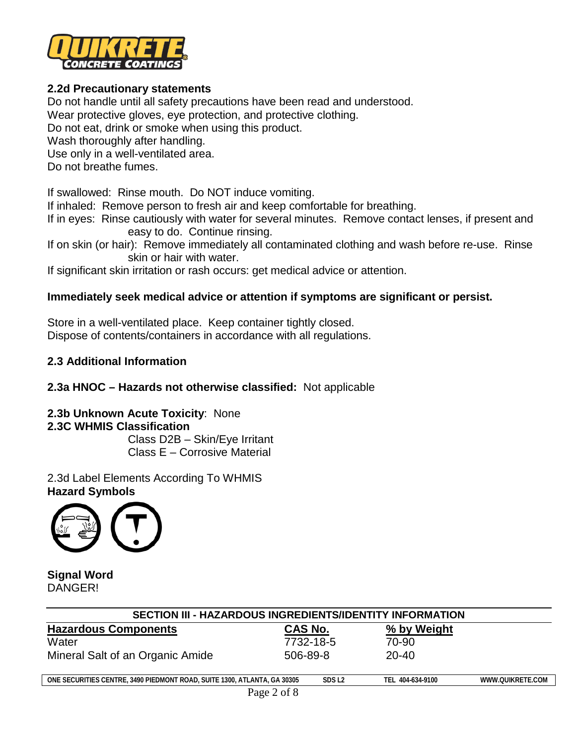### 2.2d Precautionary statements

Do not handle until all safety precautions have been read and understood.
Wear protective gloves, eye protection, and protective clothing.
Do not eat, drink or smoke when using this product.
Wash thoroughly after handling.
Use only in a well-ventilated area.
Do not breathe fumes.

If swallowed: Rinse mouth. Do NOT induce vomiting.
If inhaled: Remove person to fresh air and keep comfortable for breathing.
If in eyes: Rinse cautiously with water for several minutes. Remove contact lenses, if present and easy to do. Continue rinsing.
If on skin (or hair): Remove immediately all contaminated clothing and wash before re-use. Rinse skin or hair with water.
If significant skin irritation or rash occurs: get medical advice or attention.

**Immediately seek medical advice or attention if symptoms are significant or persist.**

Store in a well-ventilated place. Keep container tightly closed.
Dispose of contents/containers in accordance with all regulations.

### 2.3 Additional Information

**2.3a HNOC – Hazards not otherwise classified:** Not applicable

**2.3b Unknown Acute Toxicity**: None

**2.3C WHMIS Classification**

Class D2B – Skin/Eye Irritant
Class E – Corrosive Material

2.3d Label Elements According To WHMIS

**Hazard Symbols**

**Signal Word**
DANGER!

## SECTION III - HAZARDOUS INGREDIENTS/IDENTITY INFORMATION

| Hazardous Components | CAS No. | % by Weight |
|---|---|---|
| Water | 7732-18-5 | 70-90 |
| Mineral Salt of an Organic Amide | 506-89-8 | 20-40 |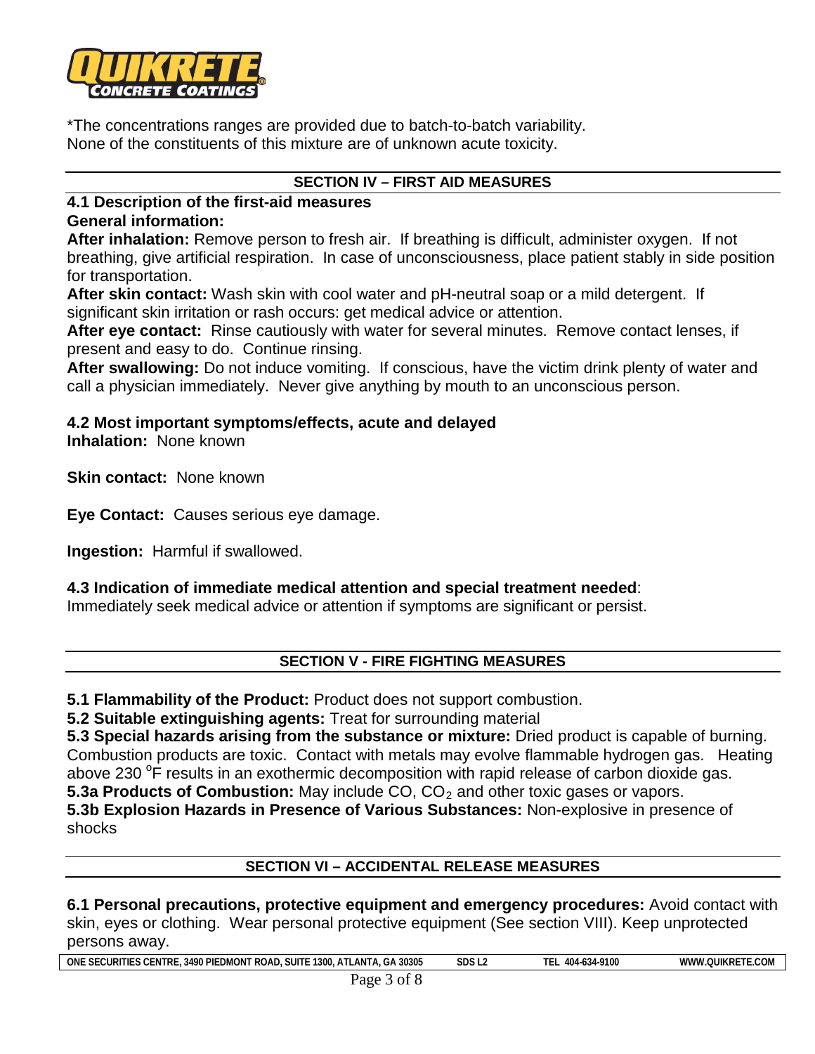*The concentrations ranges are provided due to batch-to-batch variability.
None of the constituents of this mixture are of unknown acute toxicity.

## SECTION IV – FIRST AID MEASURES

### 4.1 Description of the first-aid measures

**General information:**

**After inhalation:** Remove person to fresh air. If breathing is difficult, administer oxygen. If not breathing, give artificial respiration. In case of unconsciousness, place patient stably in side position for transportation.

**After skin contact:** Wash skin with cool water and pH-neutral soap or a mild detergent. If significant skin irritation or rash occurs: get medical advice or attention.

**After eye contact:** Rinse cautiously with water for several minutes. Remove contact lenses, if present and easy to do. Continue rinsing.

**After swallowing:** Do not induce vomiting. If conscious, have the victim drink plenty of water and call a physician immediately. Never give anything by mouth to an unconscious person.

### 4.2 Most important symptoms/effects, acute and delayed

**Inhalation:** None known

**Skin contact:** None known

**Eye Contact:** Causes serious eye damage.

**Ingestion:** Harmful if swallowed.

### 4.3 Indication of immediate medical attention and special treatment needed:

Immediately seek medical advice or attention if symptoms are significant or persist.

## SECTION V - FIRE FIGHTING MEASURES

**5.1 Flammability of the Product:** Product does not support combustion.

**5.2 Suitable extinguishing agents:** Treat for surrounding material

**5.3 Special hazards arising from the substance or mixture:** Dried product is capable of burning. Combustion products are toxic. Contact with metals may evolve flammable hydrogen gas. Heating above 230 $^{o}$F results in an exothermic decomposition with rapid release of carbon dioxide gas.

**5.3a Products of Combustion:** May include CO, $CO_2$ and other toxic gases or vapors.

**5.3b Explosion Hazards in Presence of Various Substances:** Non-explosive in presence of shocks

## SECTION VI – ACCIDENTAL RELEASE MEASURES

**6.1 Personal precautions, protective equipment and emergency procedures:** Avoid contact with skin, eyes or clothing. Wear personal protective equipment (See section VIII). Keep unprotected persons away.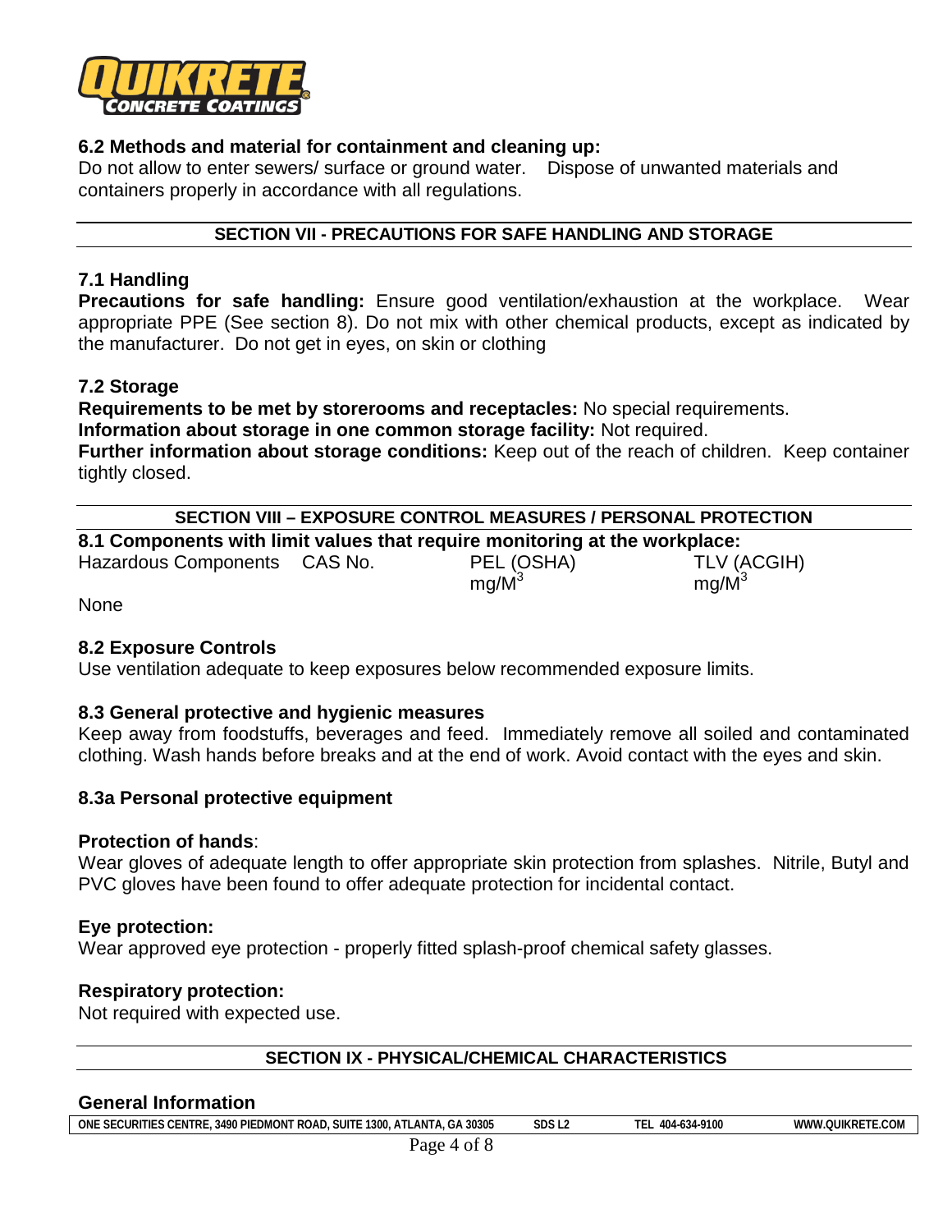### 6.2 Methods and material for containment and cleaning up:

Do not allow to enter sewers/ surface or ground water. Dispose of unwanted materials and containers properly in accordance with all regulations.

## SECTION VII - PRECAUTIONS FOR SAFE HANDLING AND STORAGE

### 7.1 Handling

**Precautions for safe handling:** Ensure good ventilation/exhaustion at the workplace. Wear appropriate PPE (See section 8). Do not mix with other chemical products, except as indicated by the manufacturer. Do not get in eyes, on skin or clothing

### 7.2 Storage

**Requirements to be met by storerooms and receptacles:** No special requirements.

**Information about storage in one common storage facility:** Not required.

**Further information about storage conditions:** Keep out of the reach of children. Keep container tightly closed.

## SECTION VIII – EXPOSURE CONTROL MEASURES / PERSONAL PROTECTION

### 8.1 Components with limit values that require monitoring at the workplace:

| Hazardous Components | CAS No. | PEL (OSHA) $mg/M^3$ | TLV (ACGIH) $mg/M^3$ |
|---|---|---|---|
| None | | | |

### 8.2 Exposure Controls

Use ventilation adequate to keep exposures below recommended exposure limits.

### 8.3 General protective and hygienic measures

Keep away from foodstuffs, beverages and feed. Immediately remove all soiled and contaminated clothing. Wash hands before breaks and at the end of work. Avoid contact with the eyes and skin.

### 8.3a Personal protective equipment

**Protection of hands**:

Wear gloves of adequate length to offer appropriate skin protection from splashes. Nitrile, Butyl and PVC gloves have been found to offer adequate protection for incidental contact.

**Eye protection:**

Wear approved eye protection - properly fitted splash-proof chemical safety glasses.

**Respiratory protection:**

Not required with expected use.

## SECTION IX - PHYSICAL/CHEMICAL CHARACTERISTICS

### General Information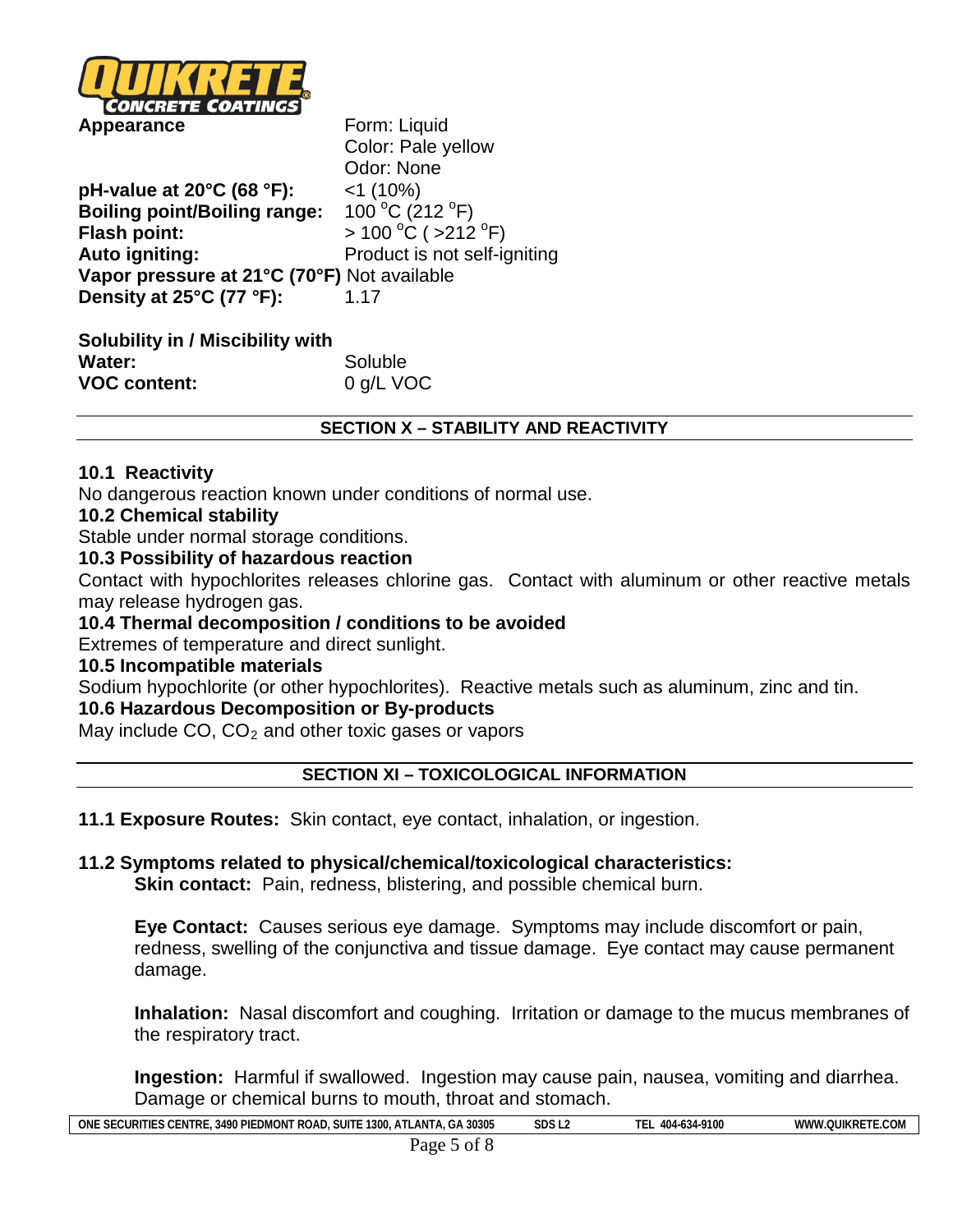| | |
|---|---|
| **Appearance** | Form: Liquid<br>Color: Pale yellow<br>Odor: None |
| **pH-value at 20°C (68 °F):** | <1 (10%) |
| **Boiling point/Boiling range:** | 100 °C (212 °F) |
| **Flash point:** | > 100 °C ( >212 °F) |
| **Auto igniting:** | Product is not self-igniting |
| **Vapor pressure at 21°C (70°F)** | Not available |
| **Density at 25°C (77 °F):** | 1.17 |

**Solubility in / Miscibility with**

| | |
|---|---|
| **Water:** | Soluble |
| **VOC content:** | 0 g/L VOC |

## SECTION X – STABILITY AND REACTIVITY

**10.1 Reactivity**

No dangerous reaction known under conditions of normal use.

**10.2 Chemical stability**

Stable under normal storage conditions.

**10.3 Possibility of hazardous reaction**

Contact with hypochlorites releases chlorine gas. Contact with aluminum or other reactive metals may release hydrogen gas.

**10.4 Thermal decomposition / conditions to be avoided**

Extremes of temperature and direct sunlight.

**10.5 Incompatible materials**

Sodium hypochlorite (or other hypochlorites). Reactive metals such as aluminum, zinc and tin.

**10.6 Hazardous Decomposition or By-products**

May include CO, $CO_2$ and other toxic gases or vapors

## SECTION XI – TOXICOLOGICAL INFORMATION

**11.1 Exposure Routes:** Skin contact, eye contact, inhalation, or ingestion.

**11.2 Symptoms related to physical/chemical/toxicological characteristics:**

**Skin contact:** Pain, redness, blistering, and possible chemical burn.

**Eye Contact:** Causes serious eye damage. Symptoms may include discomfort or pain, redness, swelling of the conjunctiva and tissue damage. Eye contact may cause permanent damage.

**Inhalation:** Nasal discomfort and coughing. Irritation or damage to the mucus membranes of the respiratory tract.

**Ingestion:** Harmful if swallowed. Ingestion may cause pain, nausea, vomiting and diarrhea. Damage or chemical burns to mouth, throat and stomach.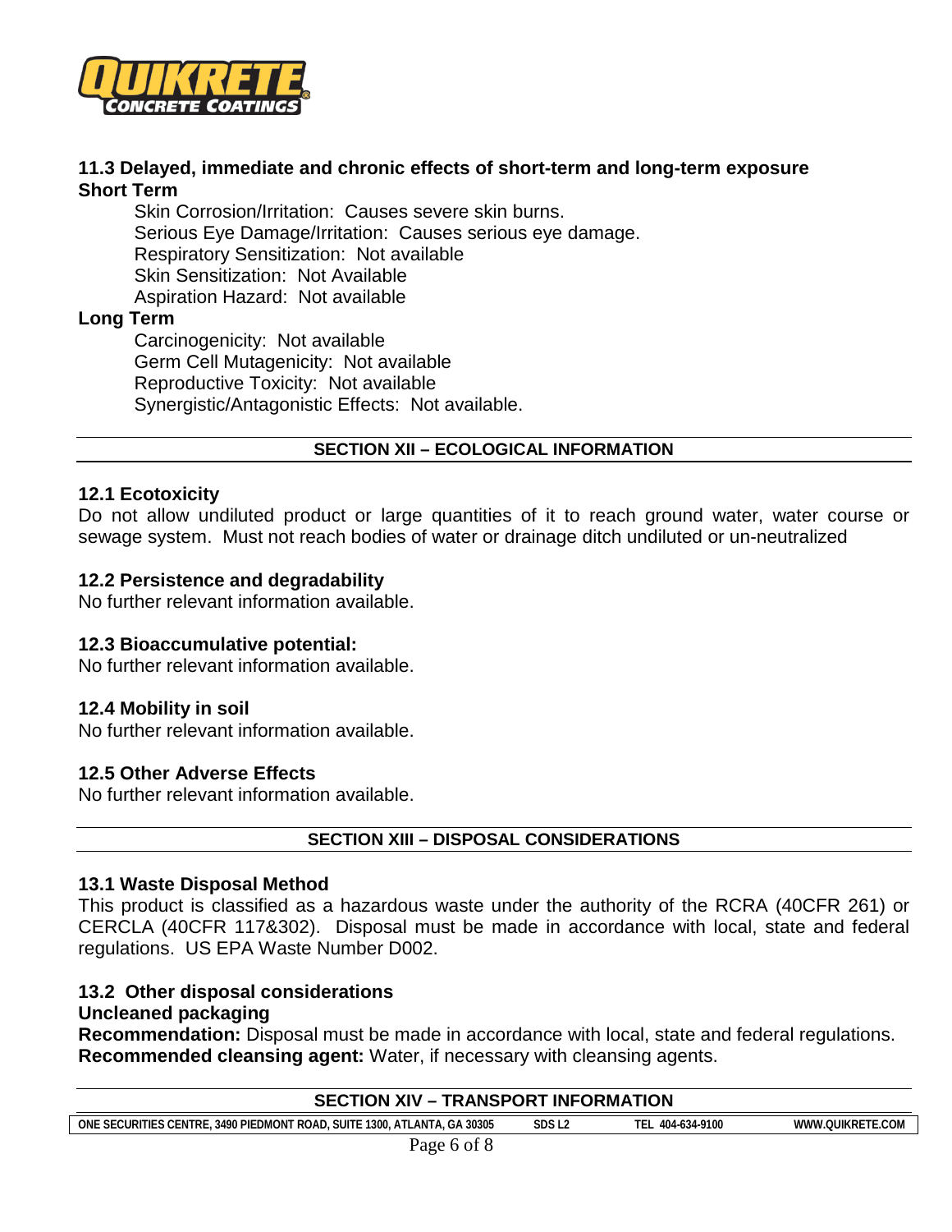### 11.3 Delayed, immediate and chronic effects of short-term and long-term exposure

**Short Term**

Skin Corrosion/Irritation: Causes severe skin burns.
Serious Eye Damage/Irritation: Causes serious eye damage.
Respiratory Sensitization: Not available
Skin Sensitization: Not Available
Aspiration Hazard: Not available

**Long Term**

Carcinogenicity: Not available
Germ Cell Mutagenicity: Not available
Reproductive Toxicity: Not available
Synergistic/Antagonistic Effects: Not available.

## SECTION XII – ECOLOGICAL INFORMATION

### 12.1 Ecotoxicity

Do not allow undiluted product or large quantities of it to reach ground water, water course or sewage system. Must not reach bodies of water or drainage ditch undiluted or un-neutralized

### 12.2 Persistence and degradability

No further relevant information available.

### 12.3 Bioaccumulative potential:

No further relevant information available.

### 12.4 Mobility in soil

No further relevant information available.

### 12.5 Other Adverse Effects

No further relevant information available.

## SECTION XIII – DISPOSAL CONSIDERATIONS

### 13.1 Waste Disposal Method

This product is classified as a hazardous waste under the authority of the RCRA (40CFR 261) or CERCLA (40CFR 117&302). Disposal must be made in accordance with local, state and federal regulations. US EPA Waste Number D002.

### 13.2 Other disposal considerations

**Uncleaned packaging**

**Recommendation:** Disposal must be made in accordance with local, state and federal regulations.
**Recommended cleansing agent:** Water, if necessary with cleansing agents.

## SECTION XIV – TRANSPORT INFORMATION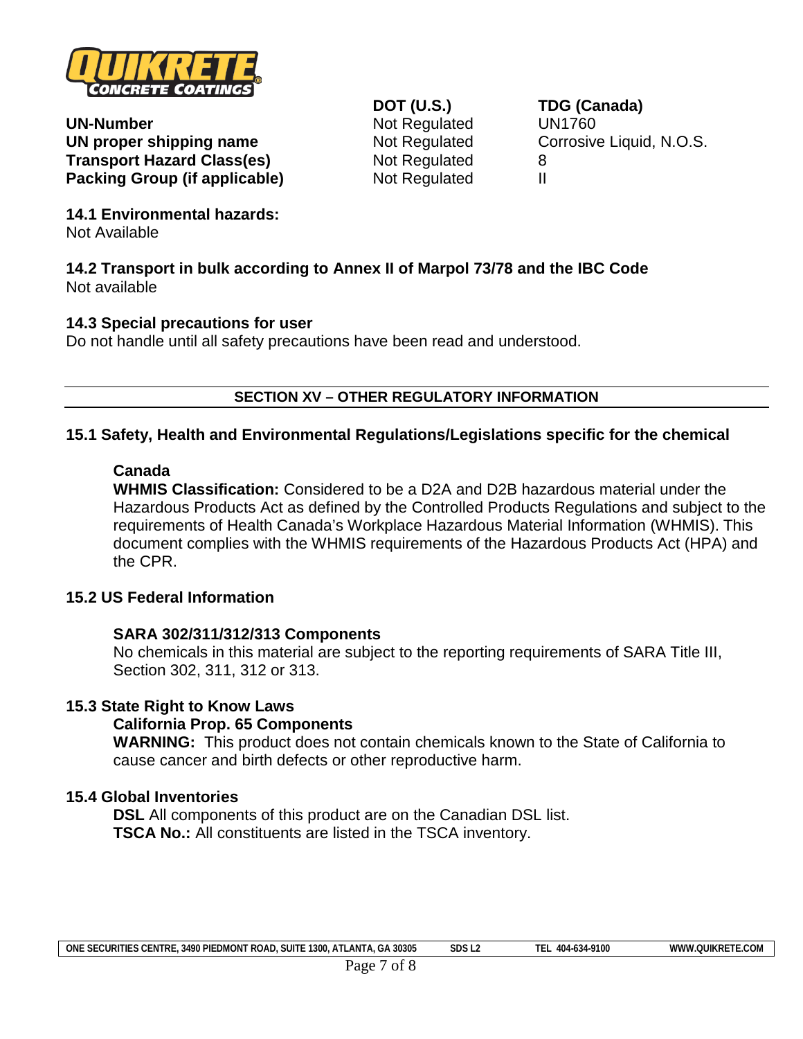| | DOT (U.S.) | TDG (Canada) |
|---|---|---|
| **UN-Number** | Not Regulated | UN1760 |
| **UN proper shipping name** | Not Regulated | Corrosive Liquid, N.O.S. |
| **Transport Hazard Class(es)** | Not Regulated | 8 |
| **Packing Group (if applicable)** | Not Regulated | II |

**14.1 Environmental hazards:**
Not Available

**14.2 Transport in bulk according to Annex II of Marpol 73/78 and the IBC Code**
Not available

**14.3 Special precautions for user**
Do not handle until all safety precautions have been read and understood.

## SECTION XV – OTHER REGULATORY INFORMATION

### 15.1 Safety, Health and Environmental Regulations/Legislations specific for the chemical

**Canada**
**WHMIS Classification:** Considered to be a D2A and D2B hazardous material under the Hazardous Products Act as defined by the Controlled Products Regulations and subject to the requirements of Health Canada's Workplace Hazardous Material Information (WHMIS). This document complies with the WHMIS requirements of the Hazardous Products Act (HPA) and the CPR.

### 15.2 US Federal Information

**SARA 302/311/312/313 Components**
No chemicals in this material are subject to the reporting requirements of SARA Title III, Section 302, 311, 312 or 313.

### 15.3 State Right to Know Laws

**California Prop. 65 Components**
**WARNING:** This product does not contain chemicals known to the State of California to cause cancer and birth defects or other reproductive harm.

### 15.4 Global Inventories

**DSL** All components of this product are on the Canadian DSL list.
**TSCA No.:** All constituents are listed in the TSCA inventory.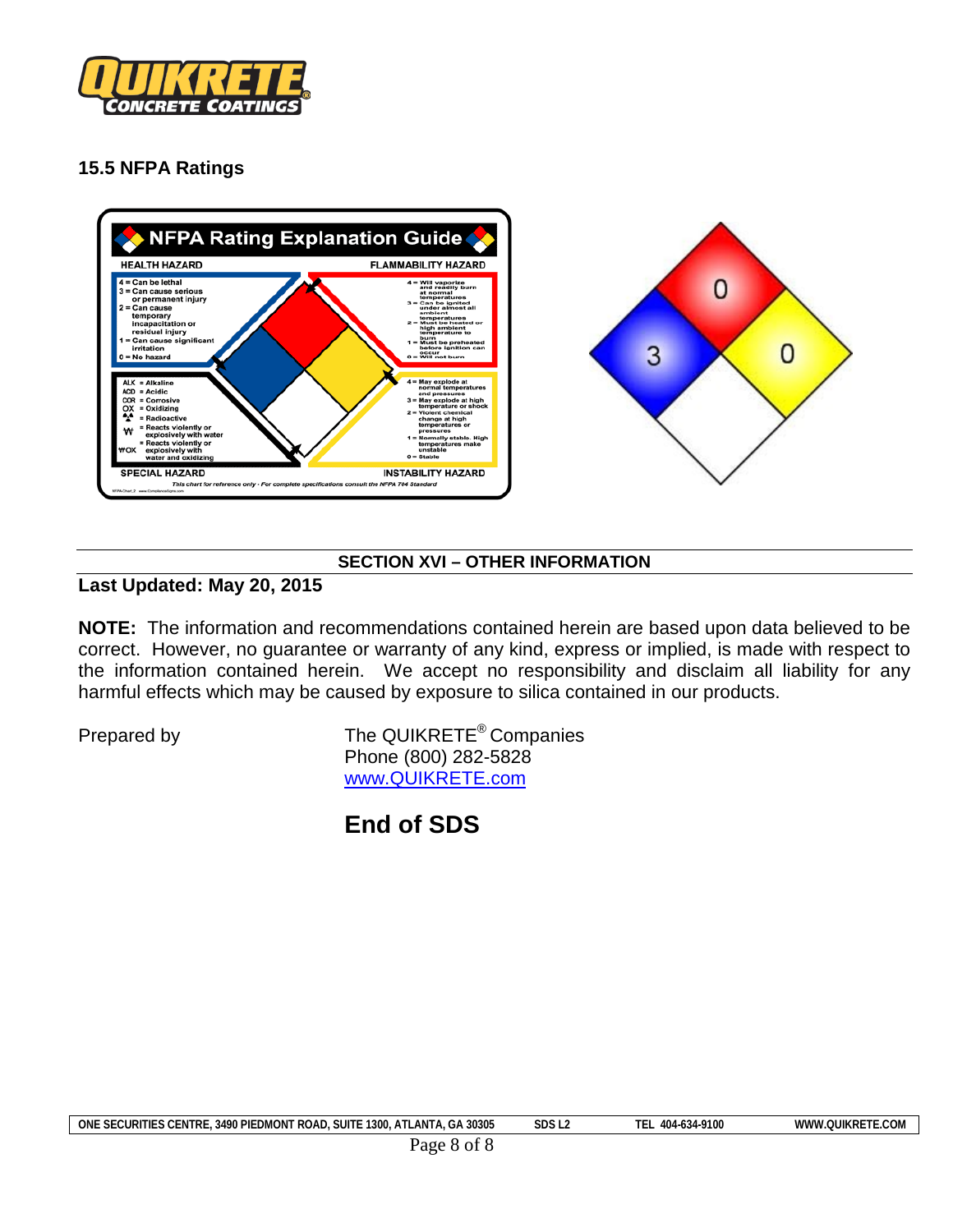### 15.5 NFPA Ratings

NFPA Rating Explanation Guide

HEALTH HAZARD

4 = Can be lethal
3 = Can cause serious or permanent injury
2 = Can cause temporary incapacitation or residual injury
1 = Can cause significant irritation
0 = No hazard

FLAMMABILITY HAZARD

4 = Will vaporize and readily burn at normal temperatures
3 = Can be ignited under almost all ambient temperatures
2 = Must be heated or high ambient temperature to burn
1 = Must be preheated before ignition can occur
0 = Will not burn

SPECIAL HAZARD

ALK = Alkaline
ACD = Acidic
COR = Corrosive
OX = Oxidizing
= Radioactive
= Reacts violently or explosively with water
= Reacts violently or explosively with water and oxidizing

INSTABILITY HAZARD

4 = May explode at normal temperatures and pressures
3 = May explode at high temperature or shock
2 = Violent chemical change at high temperatures or pressures
1 = Normally stable. High temperatures make unstable
0 = Stable

*This chart for reference only - For complete specifications consult the NFPA 704 Standard*

0
3
0

## SECTION XVI – OTHER INFORMATION

**Last Updated: May 20, 2015**

**NOTE:** The information and recommendations contained herein are based upon data believed to be correct. However, no guarantee or warranty of any kind, express or implied, is made with respect to the information contained herein. We accept no responsibility and disclaim all liability for any harmful effects which may be caused by exposure to silica contained in our products.

Prepared by The QUIKRETE® Companies
Phone (800) 282-5828
www.QUIKRETE.com

## End of SDS